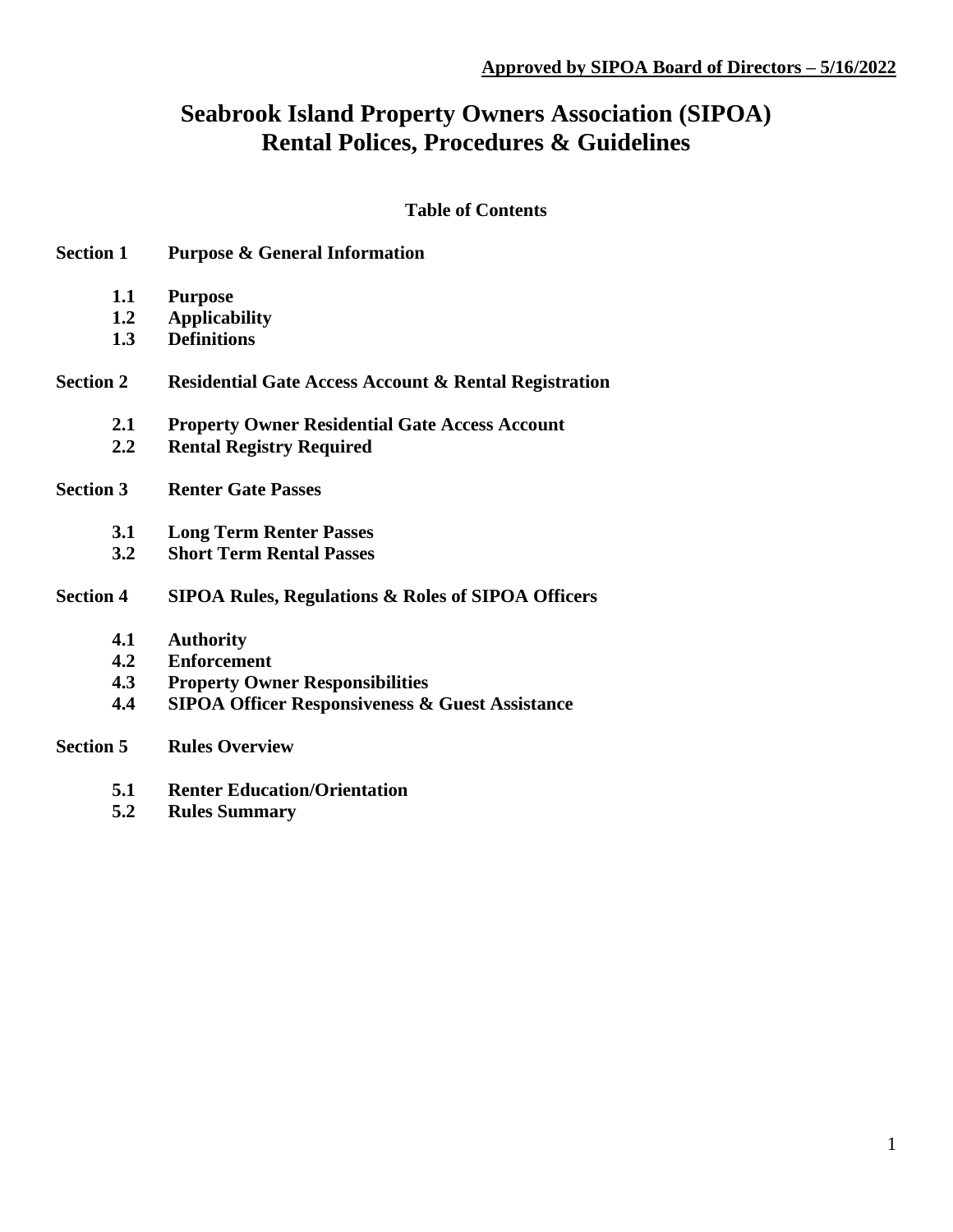**Approved by SIPOA Board of Directors – 5/16/2022**

# Seabrook Island Property Owners Association (SIPOA)
# Rental Polices, Procedures & Guidelines

**Table of Contents**

**Section 1 Purpose & General Information**

- **1.1 Purpose**
- **1.2 Applicability**
- **1.3 Definitions**

**Section 2 Residential Gate Access Account & Rental Registration**

- **2.1 Property Owner Residential Gate Access Account**
- **2.2 Rental Registry Required**

**Section 3 Renter Gate Passes**

- **3.1 Long Term Renter Passes**
- **3.2 Short Term Rental Passes**

**Section 4 SIPOA Rules, Regulations & Roles of SIPOA Officers**

- **4.1 Authority**
- **4.2 Enforcement**
- **4.3 Property Owner Responsibilities**
- **4.4 SIPOA Officer Responsiveness & Guest Assistance**

**Section 5 Rules Overview**

- **5.1 Renter Education/Orientation**
- **5.2 Rules Summary**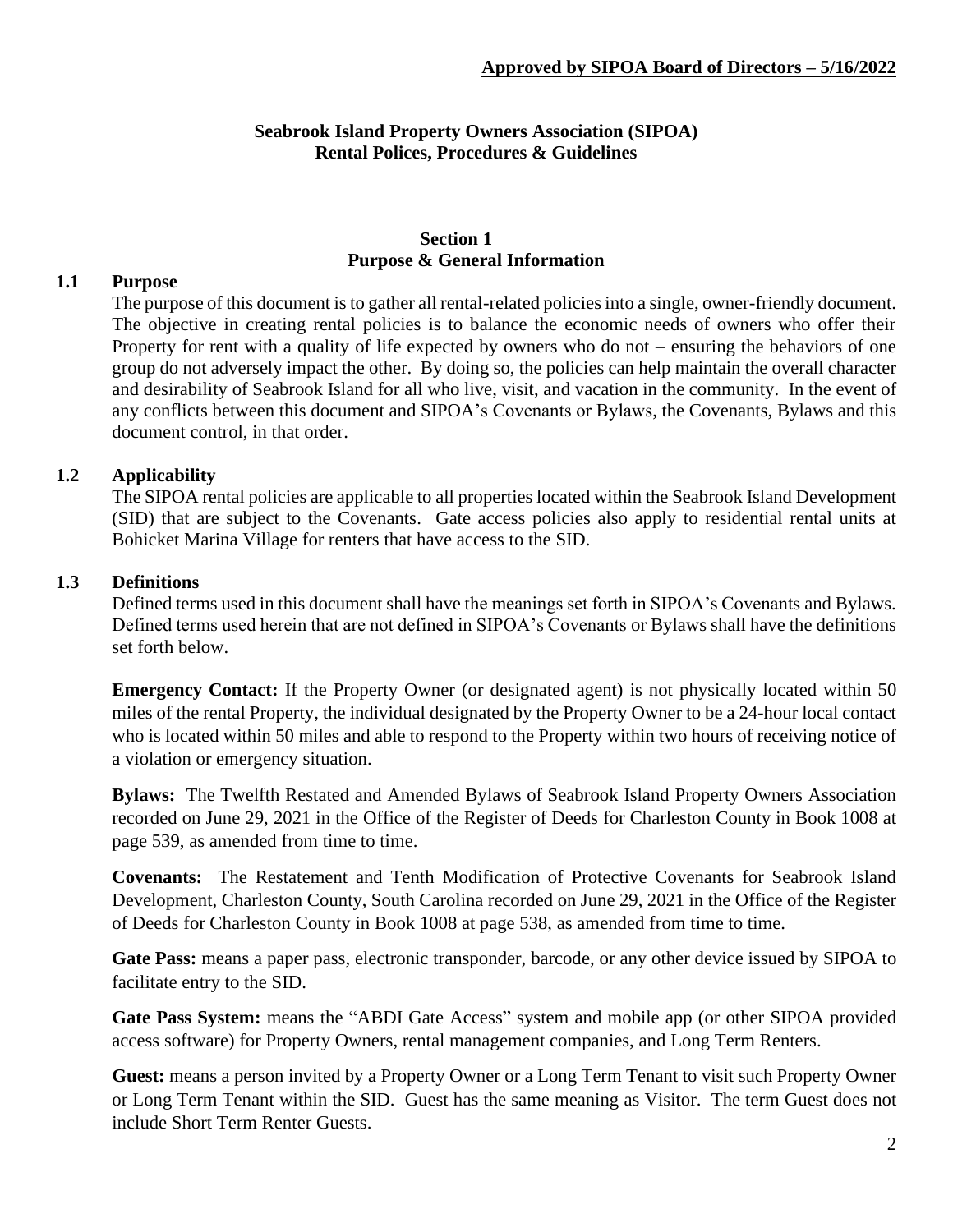**Approved by SIPOA Board of Directors – 5/16/2022**

# Seabrook Island Property Owners Association (SIPOA)
# Rental Polices, Procedures & Guidelines

## Section 1
## Purpose & General Information

### 1.1 Purpose

The purpose of this document is to gather all rental-related policies into a single, owner-friendly document. The objective in creating rental policies is to balance the economic needs of owners who offer their Property for rent with a quality of life expected by owners who do not – ensuring the behaviors of one group do not adversely impact the other. By doing so, the policies can help maintain the overall character and desirability of Seabrook Island for all who live, visit, and vacation in the community. In the event of any conflicts between this document and SIPOA's Covenants or Bylaws, the Covenants, Bylaws and this document control, in that order.

### 1.2 Applicability

The SIPOA rental policies are applicable to all properties located within the Seabrook Island Development (SID) that are subject to the Covenants. Gate access policies also apply to residential rental units at Bohicket Marina Village for renters that have access to the SID.

### 1.3 Definitions

Defined terms used in this document shall have the meanings set forth in SIPOA's Covenants and Bylaws. Defined terms used herein that are not defined in SIPOA's Covenants or Bylaws shall have the definitions set forth below.

**Emergency Contact:** If the Property Owner (or designated agent) is not physically located within 50 miles of the rental Property, the individual designated by the Property Owner to be a 24-hour local contact who is located within 50 miles and able to respond to the Property within two hours of receiving notice of a violation or emergency situation.

**Bylaws:** The Twelfth Restated and Amended Bylaws of Seabrook Island Property Owners Association recorded on June 29, 2021 in the Office of the Register of Deeds for Charleston County in Book 1008 at page 539, as amended from time to time.

**Covenants:** The Restatement and Tenth Modification of Protective Covenants for Seabrook Island Development, Charleston County, South Carolina recorded on June 29, 2021 in the Office of the Register of Deeds for Charleston County in Book 1008 at page 538, as amended from time to time.

**Gate Pass:** means a paper pass, electronic transponder, barcode, or any other device issued by SIPOA to facilitate entry to the SID.

**Gate Pass System:** means the "ABDI Gate Access" system and mobile app (or other SIPOA provided access software) for Property Owners, rental management companies, and Long Term Renters.

**Guest:** means a person invited by a Property Owner or a Long Term Tenant to visit such Property Owner or Long Term Tenant within the SID. Guest has the same meaning as Visitor. The term Guest does not include Short Term Renter Guests.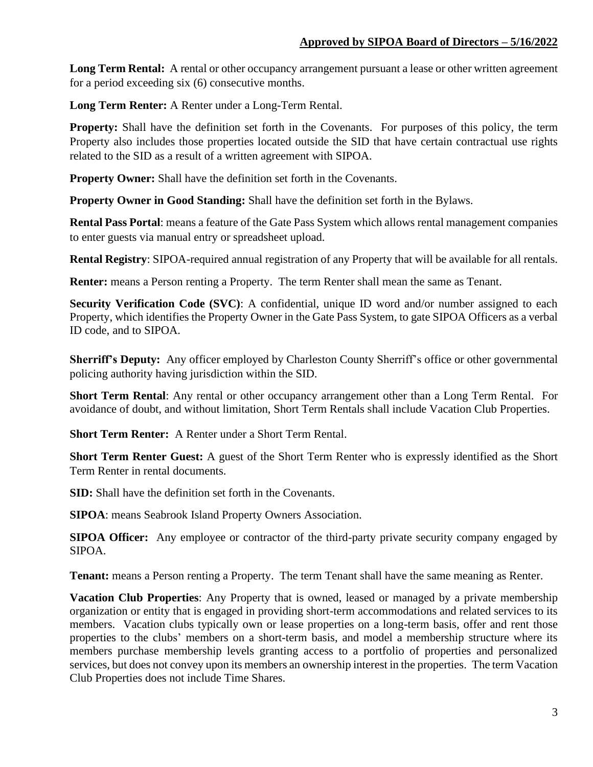**Long Term Rental:** A rental or other occupancy arrangement pursuant a lease or other written agreement for a period exceeding six (6) consecutive months.

**Long Term Renter:** A Renter under a Long-Term Rental.

**Property:** Shall have the definition set forth in the Covenants. For purposes of this policy, the term Property also includes those properties located outside the SID that have certain contractual use rights related to the SID as a result of a written agreement with SIPOA.

**Property Owner:** Shall have the definition set forth in the Covenants.

**Property Owner in Good Standing:** Shall have the definition set forth in the Bylaws.

**Rental Pass Portal**: means a feature of the Gate Pass System which allows rental management companies to enter guests via manual entry or spreadsheet upload.

**Rental Registry**: SIPOA-required annual registration of any Property that will be available for all rentals.

**Renter:** means a Person renting a Property. The term Renter shall mean the same as Tenant.

**Security Verification Code (SVC)**: A confidential, unique ID word and/or number assigned to each Property, which identifies the Property Owner in the Gate Pass System, to gate SIPOA Officers as a verbal ID code, and to SIPOA.

**Sherriff's Deputy:** Any officer employed by Charleston County Sherriff's office or other governmental policing authority having jurisdiction within the SID.

**Short Term Rental**: Any rental or other occupancy arrangement other than a Long Term Rental. For avoidance of doubt, and without limitation, Short Term Rentals shall include Vacation Club Properties.

**Short Term Renter:** A Renter under a Short Term Rental.

**Short Term Renter Guest:** A guest of the Short Term Renter who is expressly identified as the Short Term Renter in rental documents.

**SID:** Shall have the definition set forth in the Covenants.

**SIPOA**: means Seabrook Island Property Owners Association.

**SIPOA Officer:** Any employee or contractor of the third-party private security company engaged by SIPOA.

**Tenant:** means a Person renting a Property. The term Tenant shall have the same meaning as Renter.

**Vacation Club Properties**: Any Property that is owned, leased or managed by a private membership organization or entity that is engaged in providing short-term accommodations and related services to its members. Vacation clubs typically own or lease properties on a long-term basis, offer and rent those properties to the clubs' members on a short-term basis, and model a membership structure where its members purchase membership levels granting access to a portfolio of properties and personalized services, but does not convey upon its members an ownership interest in the properties. The term Vacation Club Properties does not include Time Shares.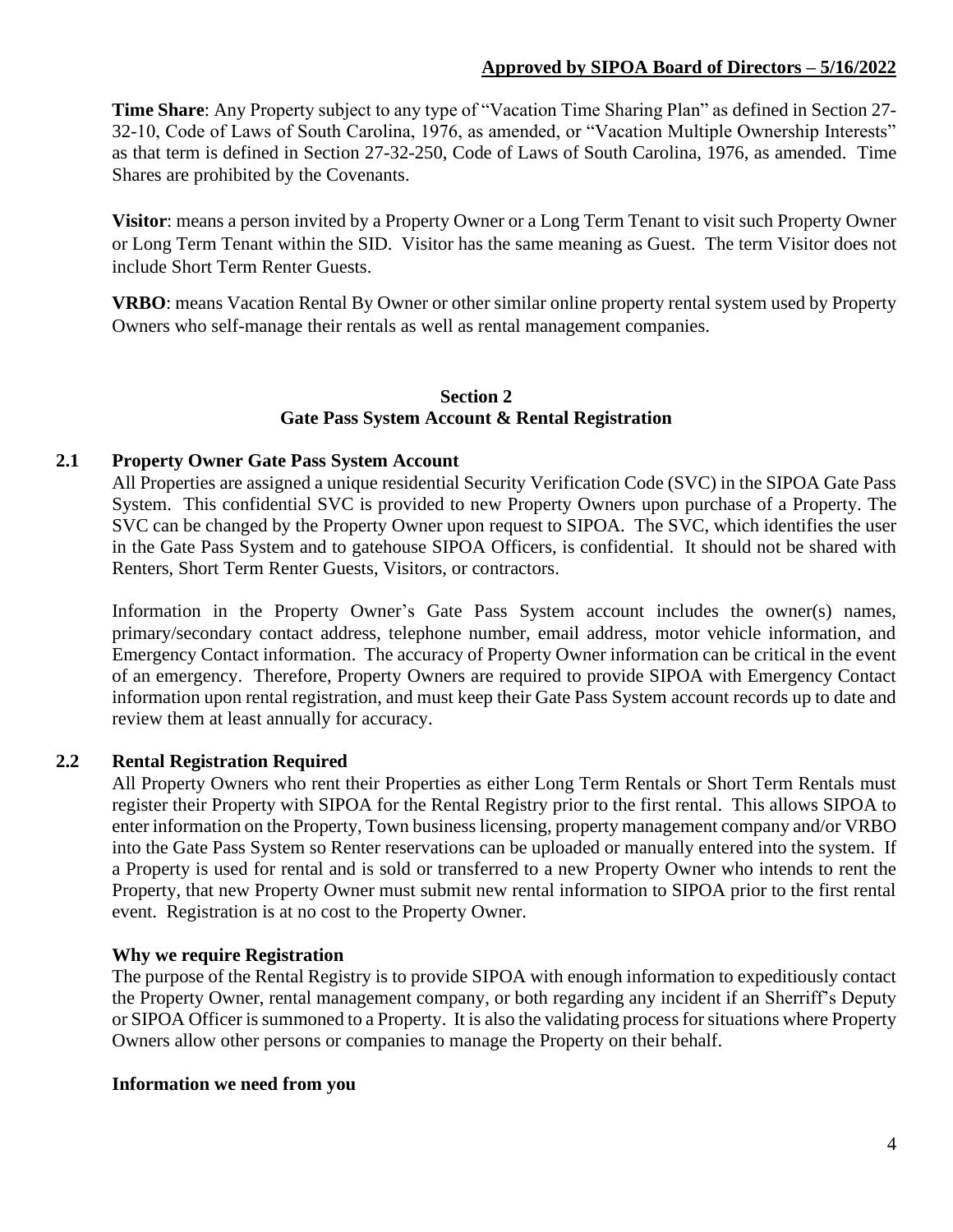**Time Share**: Any Property subject to any type of "Vacation Time Sharing Plan" as defined in Section 27-32-10, Code of Laws of South Carolina, 1976, as amended, or "Vacation Multiple Ownership Interests" as that term is defined in Section 27-32-250, Code of Laws of South Carolina, 1976, as amended. Time Shares are prohibited by the Covenants.

**Visitor**: means a person invited by a Property Owner or a Long Term Tenant to visit such Property Owner or Long Term Tenant within the SID. Visitor has the same meaning as Guest. The term Visitor does not include Short Term Renter Guests.

**VRBO**: means Vacation Rental By Owner or other similar online property rental system used by Property Owners who self-manage their rentals as well as rental management companies.

## Section 2
## Gate Pass System Account & Rental Registration

### 2.1 Property Owner Gate Pass System Account

All Properties are assigned a unique residential Security Verification Code (SVC) in the SIPOA Gate Pass System. This confidential SVC is provided to new Property Owners upon purchase of a Property. The SVC can be changed by the Property Owner upon request to SIPOA. The SVC, which identifies the user in the Gate Pass System and to gatehouse SIPOA Officers, is confidential. It should not be shared with Renters, Short Term Renter Guests, Visitors, or contractors.

Information in the Property Owner's Gate Pass System account includes the owner(s) names, primary/secondary contact address, telephone number, email address, motor vehicle information, and Emergency Contact information. The accuracy of Property Owner information can be critical in the event of an emergency. Therefore, Property Owners are required to provide SIPOA with Emergency Contact information upon rental registration, and must keep their Gate Pass System account records up to date and review them at least annually for accuracy.

### 2.2 Rental Registration Required

All Property Owners who rent their Properties as either Long Term Rentals or Short Term Rentals must register their Property with SIPOA for the Rental Registry prior to the first rental. This allows SIPOA to enter information on the Property, Town business licensing, property management company and/or VRBO into the Gate Pass System so Renter reservations can be uploaded or manually entered into the system. If a Property is used for rental and is sold or transferred to a new Property Owner who intends to rent the Property, that new Property Owner must submit new rental information to SIPOA prior to the first rental event. Registration is at no cost to the Property Owner.

**Why we require Registration**

The purpose of the Rental Registry is to provide SIPOA with enough information to expeditiously contact the Property Owner, rental management company, or both regarding any incident if an Sherriff's Deputy or SIPOA Officer is summoned to a Property. It is also the validating process for situations where Property Owners allow other persons or companies to manage the Property on their behalf.

**Information we need from you**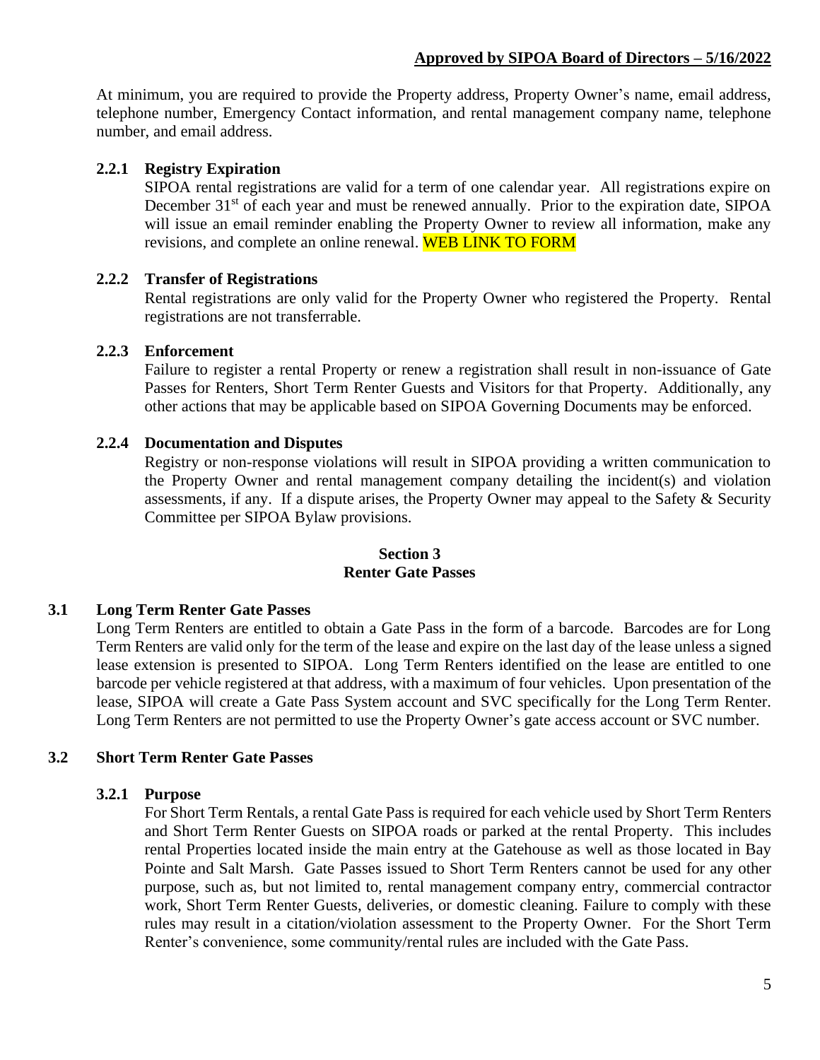At minimum, you are required to provide the Property address, Property Owner's name, email address, telephone number, Emergency Contact information, and rental management company name, telephone number, and email address.

### 2.2.1 Registry Expiration

SIPOA rental registrations are valid for a term of one calendar year. All registrations expire on December 31st of each year and must be renewed annually. Prior to the expiration date, SIPOA will issue an email reminder enabling the Property Owner to review all information, make any revisions, and complete an online renewal. WEB LINK TO FORM

### 2.2.2 Transfer of Registrations

Rental registrations are only valid for the Property Owner who registered the Property. Rental registrations are not transferrable.

### 2.2.3 Enforcement

Failure to register a rental Property or renew a registration shall result in non-issuance of Gate Passes for Renters, Short Term Renter Guests and Visitors for that Property. Additionally, any other actions that may be applicable based on SIPOA Governing Documents may be enforced.

### 2.2.4 Documentation and Disputes

Registry or non-response violations will result in SIPOA providing a written communication to the Property Owner and rental management company detailing the incident(s) and violation assessments, if any. If a dispute arises, the Property Owner may appeal to the Safety & Security Committee per SIPOA Bylaw provisions.

## Section 3
## Renter Gate Passes

### 3.1 Long Term Renter Gate Passes

Long Term Renters are entitled to obtain a Gate Pass in the form of a barcode. Barcodes are for Long Term Renters are valid only for the term of the lease and expire on the last day of the lease unless a signed lease extension is presented to SIPOA. Long Term Renters identified on the lease are entitled to one barcode per vehicle registered at that address, with a maximum of four vehicles. Upon presentation of the lease, SIPOA will create a Gate Pass System account and SVC specifically for the Long Term Renter. Long Term Renters are not permitted to use the Property Owner's gate access account or SVC number.

### 3.2 Short Term Renter Gate Passes

#### 3.2.1 Purpose

For Short Term Rentals, a rental Gate Pass is required for each vehicle used by Short Term Renters and Short Term Renter Guests on SIPOA roads or parked at the rental Property. This includes rental Properties located inside the main entry at the Gatehouse as well as those located in Bay Pointe and Salt Marsh. Gate Passes issued to Short Term Renters cannot be used for any other purpose, such as, but not limited to, rental management company entry, commercial contractor work, Short Term Renter Guests, deliveries, or domestic cleaning. Failure to comply with these rules may result in a citation/violation assessment to the Property Owner. For the Short Term Renter's convenience, some community/rental rules are included with the Gate Pass.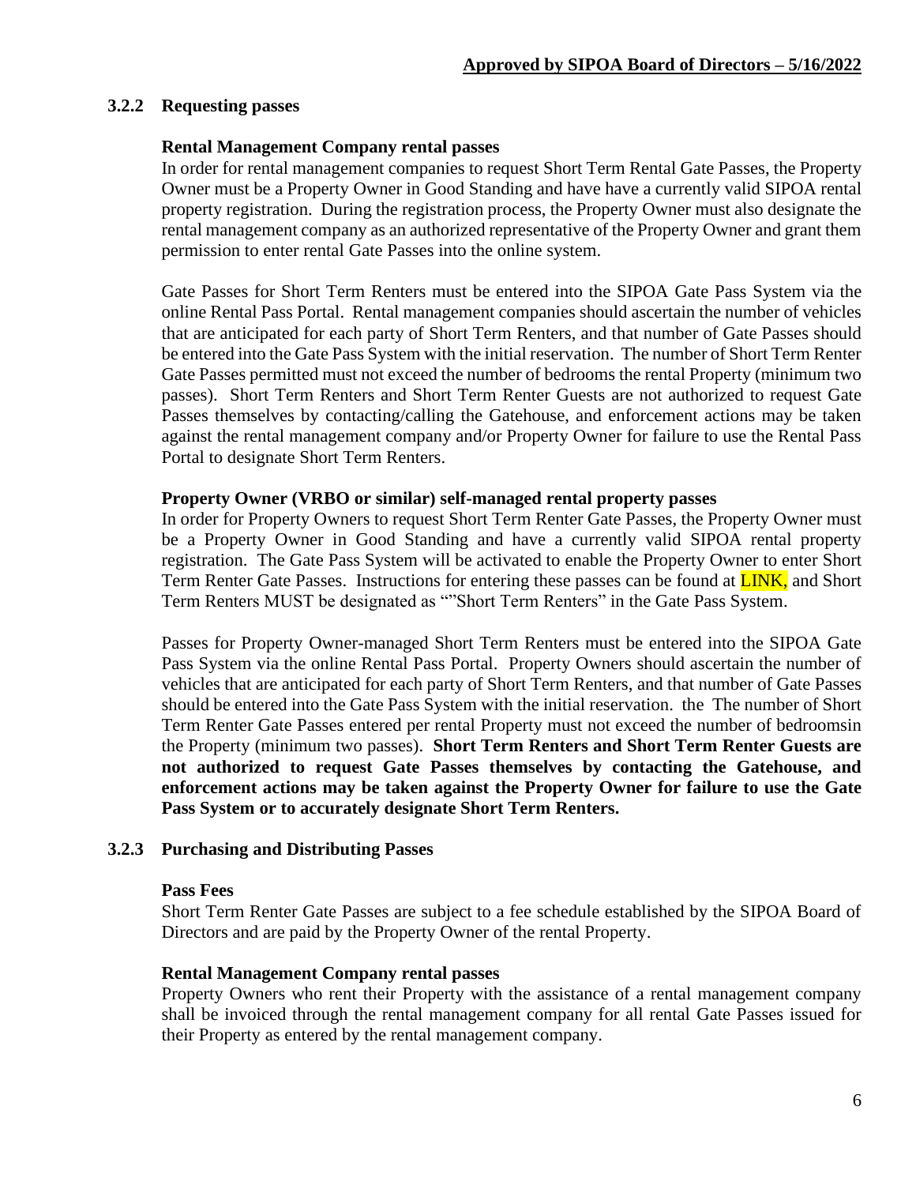**Approved by SIPOA Board of Directors – 5/16/2022**

### 3.2.2 Requesting passes

**Rental Management Company rental passes**

In order for rental management companies to request Short Term Rental Gate Passes, the Property Owner must be a Property Owner in Good Standing and have have a currently valid SIPOA rental property registration. During the registration process, the Property Owner must also designate the rental management company as an authorized representative of the Property Owner and grant them permission to enter rental Gate Passes into the online system.

Gate Passes for Short Term Renters must be entered into the SIPOA Gate Pass System via the online Rental Pass Portal. Rental management companies should ascertain the number of vehicles that are anticipated for each party of Short Term Renters, and that number of Gate Passes should be entered into the Gate Pass System with the initial reservation. The number of Short Term Renter Gate Passes permitted must not exceed the number of bedrooms the rental Property (minimum two passes). Short Term Renters and Short Term Renter Guests are not authorized to request Gate Passes themselves by contacting/calling the Gatehouse, and enforcement actions may be taken against the rental management company and/or Property Owner for failure to use the Rental Pass Portal to designate Short Term Renters.

**Property Owner (VRBO or similar) self-managed rental property passes**

In order for Property Owners to request Short Term Renter Gate Passes, the Property Owner must be a Property Owner in Good Standing and have a currently valid SIPOA rental property registration. The Gate Pass System will be activated to enable the Property Owner to enter Short Term Renter Gate Passes. Instructions for entering these passes can be found at LINK, and Short Term Renters MUST be designated as ""Short Term Renters" in the Gate Pass System.

Passes for Property Owner-managed Short Term Renters must be entered into the SIPOA Gate Pass System via the online Rental Pass Portal. Property Owners should ascertain the number of vehicles that are anticipated for each party of Short Term Renters, and that number of Gate Passes should be entered into the Gate Pass System with the initial reservation. the The number of Short Term Renter Gate Passes entered per rental Property must not exceed the number of bedroomsin the Property (minimum two passes). **Short Term Renters and Short Term Renter Guests are not authorized to request Gate Passes themselves by contacting the Gatehouse, and enforcement actions may be taken against the Property Owner for failure to use the Gate Pass System or to accurately designate Short Term Renters.**

### 3.2.3 Purchasing and Distributing Passes

**Pass Fees**

Short Term Renter Gate Passes are subject to a fee schedule established by the SIPOA Board of Directors and are paid by the Property Owner of the rental Property.

**Rental Management Company rental passes**

Property Owners who rent their Property with the assistance of a rental management company shall be invoiced through the rental management company for all rental Gate Passes issued for their Property as entered by the rental management company.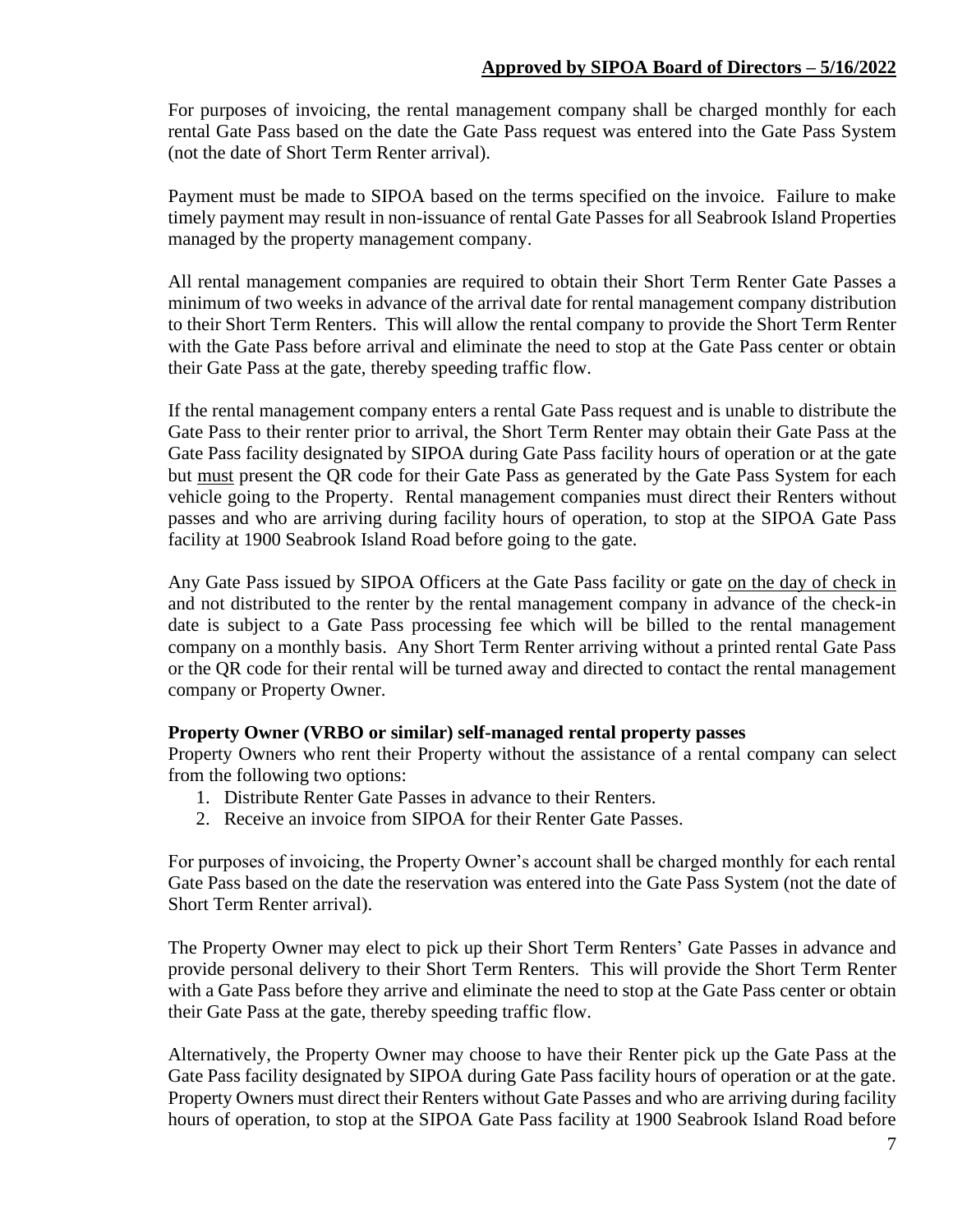For purposes of invoicing, the rental management company shall be charged monthly for each rental Gate Pass based on the date the Gate Pass request was entered into the Gate Pass System (not the date of Short Term Renter arrival).

Payment must be made to SIPOA based on the terms specified on the invoice. Failure to make timely payment may result in non-issuance of rental Gate Passes for all Seabrook Island Properties managed by the property management company.

All rental management companies are required to obtain their Short Term Renter Gate Passes a minimum of two weeks in advance of the arrival date for rental management company distribution to their Short Term Renters. This will allow the rental company to provide the Short Term Renter with the Gate Pass before arrival and eliminate the need to stop at the Gate Pass center or obtain their Gate Pass at the gate, thereby speeding traffic flow.

If the rental management company enters a rental Gate Pass request and is unable to distribute the Gate Pass to their renter prior to arrival, the Short Term Renter may obtain their Gate Pass at the Gate Pass facility designated by SIPOA during Gate Pass facility hours of operation or at the gate but <u>must</u> present the QR code for their Gate Pass as generated by the Gate Pass System for each vehicle going to the Property. Rental management companies must direct their Renters without passes and who are arriving during facility hours of operation, to stop at the SIPOA Gate Pass facility at 1900 Seabrook Island Road before going to the gate.

Any Gate Pass issued by SIPOA Officers at the Gate Pass facility or gate <u>on the day of check in</u> and not distributed to the renter by the rental management company in advance of the check-in date is subject to a Gate Pass processing fee which will be billed to the rental management company on a monthly basis. Any Short Term Renter arriving without a printed rental Gate Pass or the QR code for their rental will be turned away and directed to contact the rental management company or Property Owner.

**Property Owner (VRBO or similar) self-managed rental property passes**

Property Owners who rent their Property without the assistance of a rental company can select from the following two options:

1. Distribute Renter Gate Passes in advance to their Renters.
2. Receive an invoice from SIPOA for their Renter Gate Passes.

For purposes of invoicing, the Property Owner's account shall be charged monthly for each rental Gate Pass based on the date the reservation was entered into the Gate Pass System (not the date of Short Term Renter arrival).

The Property Owner may elect to pick up their Short Term Renters' Gate Passes in advance and provide personal delivery to their Short Term Renters. This will provide the Short Term Renter with a Gate Pass before they arrive and eliminate the need to stop at the Gate Pass center or obtain their Gate Pass at the gate, thereby speeding traffic flow.

Alternatively, the Property Owner may choose to have their Renter pick up the Gate Pass at the Gate Pass facility designated by SIPOA during Gate Pass facility hours of operation or at the gate. Property Owners must direct their Renters without Gate Passes and who are arriving during facility hours of operation, to stop at the SIPOA Gate Pass facility at 1900 Seabrook Island Road before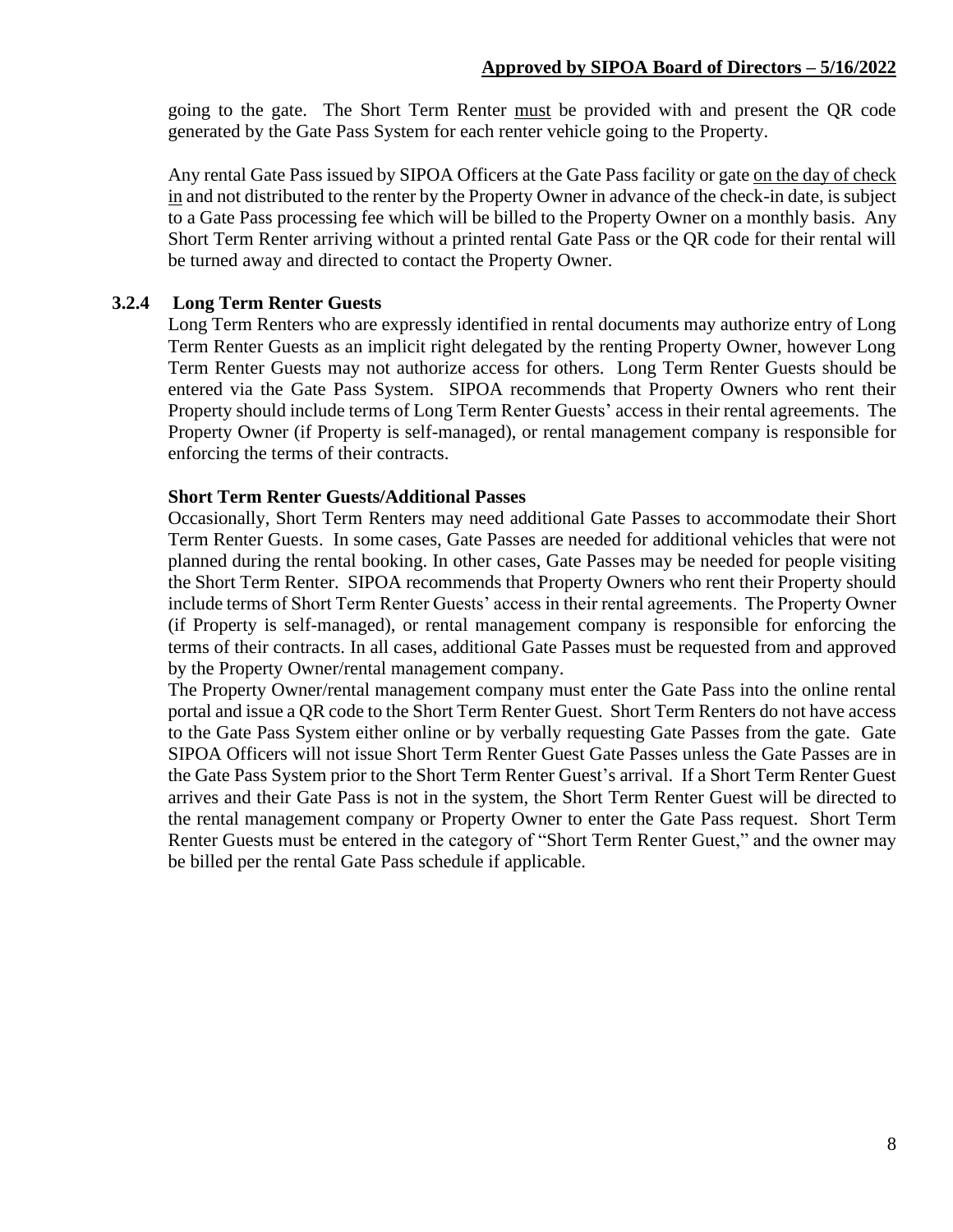going to the gate. The Short Term Renter must be provided with and present the QR code generated by the Gate Pass System for each renter vehicle going to the Property.

Any rental Gate Pass issued by SIPOA Officers at the Gate Pass facility or gate on the day of check in and not distributed to the renter by the Property Owner in advance of the check-in date, is subject to a Gate Pass processing fee which will be billed to the Property Owner on a monthly basis. Any Short Term Renter arriving without a printed rental Gate Pass or the QR code for their rental will be turned away and directed to contact the Property Owner.

### 3.2.4 Long Term Renter Guests

Long Term Renters who are expressly identified in rental documents may authorize entry of Long Term Renter Guests as an implicit right delegated by the renting Property Owner, however Long Term Renter Guests may not authorize access for others. Long Term Renter Guests should be entered via the Gate Pass System. SIPOA recommends that Property Owners who rent their Property should include terms of Long Term Renter Guests' access in their rental agreements. The Property Owner (if Property is self-managed), or rental management company is responsible for enforcing the terms of their contracts.

**Short Term Renter Guests/Additional Passes**

Occasionally, Short Term Renters may need additional Gate Passes to accommodate their Short Term Renter Guests. In some cases, Gate Passes are needed for additional vehicles that were not planned during the rental booking. In other cases, Gate Passes may be needed for people visiting the Short Term Renter. SIPOA recommends that Property Owners who rent their Property should include terms of Short Term Renter Guests' access in their rental agreements. The Property Owner (if Property is self-managed), or rental management company is responsible for enforcing the terms of their contracts. In all cases, additional Gate Passes must be requested from and approved by the Property Owner/rental management company.

The Property Owner/rental management company must enter the Gate Pass into the online rental portal and issue a QR code to the Short Term Renter Guest. Short Term Renters do not have access to the Gate Pass System either online or by verbally requesting Gate Passes from the gate. Gate SIPOA Officers will not issue Short Term Renter Guest Gate Passes unless the Gate Passes are in the Gate Pass System prior to the Short Term Renter Guest's arrival. If a Short Term Renter Guest arrives and their Gate Pass is not in the system, the Short Term Renter Guest will be directed to the rental management company or Property Owner to enter the Gate Pass request. Short Term Renter Guests must be entered in the category of "Short Term Renter Guest," and the owner may be billed per the rental Gate Pass schedule if applicable.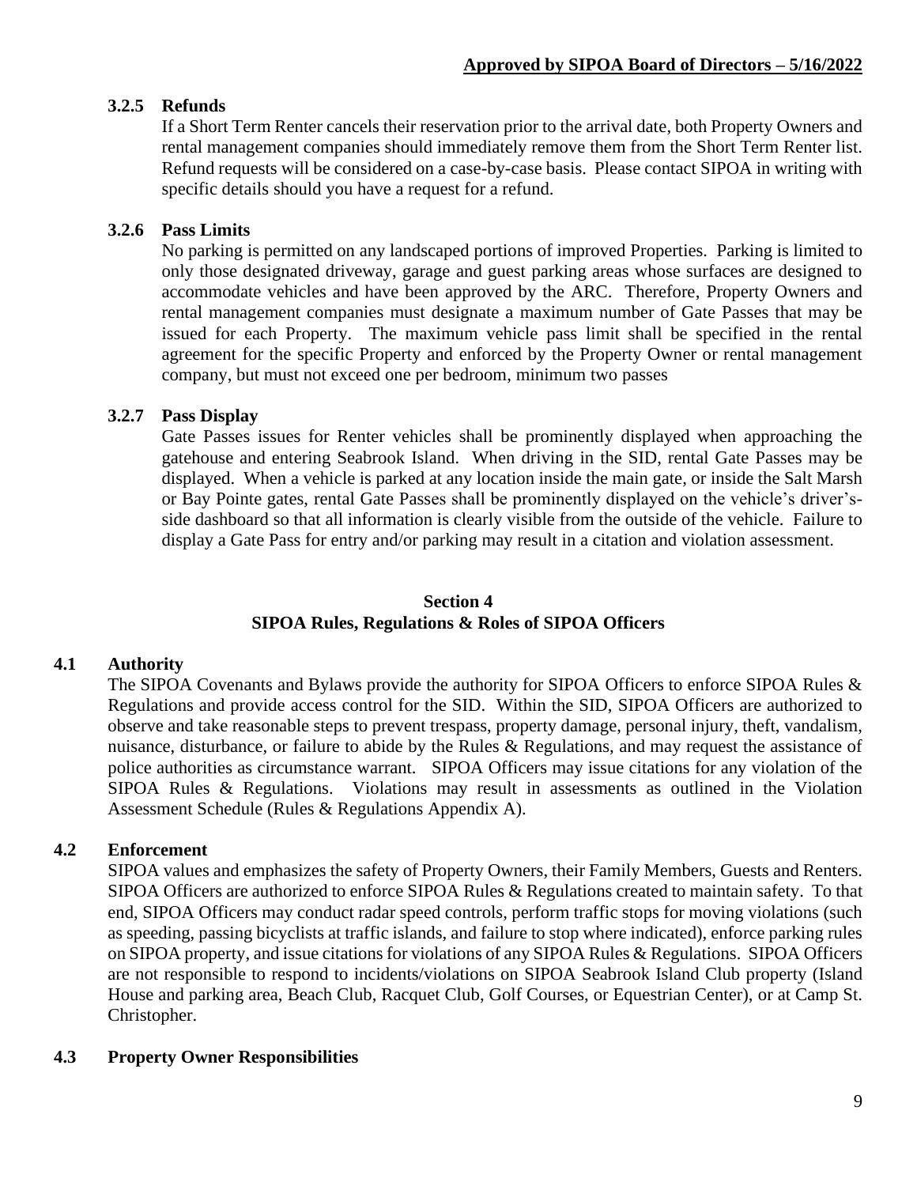### 3.2.5 Refunds

If a Short Term Renter cancels their reservation prior to the arrival date, both Property Owners and rental management companies should immediately remove them from the Short Term Renter list. Refund requests will be considered on a case-by-case basis. Please contact SIPOA in writing with specific details should you have a request for a refund.

### 3.2.6 Pass Limits

No parking is permitted on any landscaped portions of improved Properties. Parking is limited to only those designated driveway, garage and guest parking areas whose surfaces are designed to accommodate vehicles and have been approved by the ARC. Therefore, Property Owners and rental management companies must designate a maximum number of Gate Passes that may be issued for each Property. The maximum vehicle pass limit shall be specified in the rental agreement for the specific Property and enforced by the Property Owner or rental management company, but must not exceed one per bedroom, minimum two passes

### 3.2.7 Pass Display

Gate Passes issues for Renter vehicles shall be prominently displayed when approaching the gatehouse and entering Seabrook Island. When driving in the SID, rental Gate Passes may be displayed. When a vehicle is parked at any location inside the main gate, or inside the Salt Marsh or Bay Pointe gates, rental Gate Passes shall be prominently displayed on the vehicle's driver's-side dashboard so that all information is clearly visible from the outside of the vehicle. Failure to display a Gate Pass for entry and/or parking may result in a citation and violation assessment.

## Section 4
## SIPOA Rules, Regulations & Roles of SIPOA Officers

### 4.1 Authority

The SIPOA Covenants and Bylaws provide the authority for SIPOA Officers to enforce SIPOA Rules & Regulations and provide access control for the SID. Within the SID, SIPOA Officers are authorized to observe and take reasonable steps to prevent trespass, property damage, personal injury, theft, vandalism, nuisance, disturbance, or failure to abide by the Rules & Regulations, and may request the assistance of police authorities as circumstance warrant. SIPOA Officers may issue citations for any violation of the SIPOA Rules & Regulations. Violations may result in assessments as outlined in the Violation Assessment Schedule (Rules & Regulations Appendix A).

### 4.2 Enforcement

SIPOA values and emphasizes the safety of Property Owners, their Family Members, Guests and Renters. SIPOA Officers are authorized to enforce SIPOA Rules & Regulations created to maintain safety. To that end, SIPOA Officers may conduct radar speed controls, perform traffic stops for moving violations (such as speeding, passing bicyclists at traffic islands, and failure to stop where indicated), enforce parking rules on SIPOA property, and issue citations for violations of any SIPOA Rules & Regulations. SIPOA Officers are not responsible to respond to incidents/violations on SIPOA Seabrook Island Club property (Island House and parking area, Beach Club, Racquet Club, Golf Courses, or Equestrian Center), or at Camp St. Christopher.

### 4.3 Property Owner Responsibilities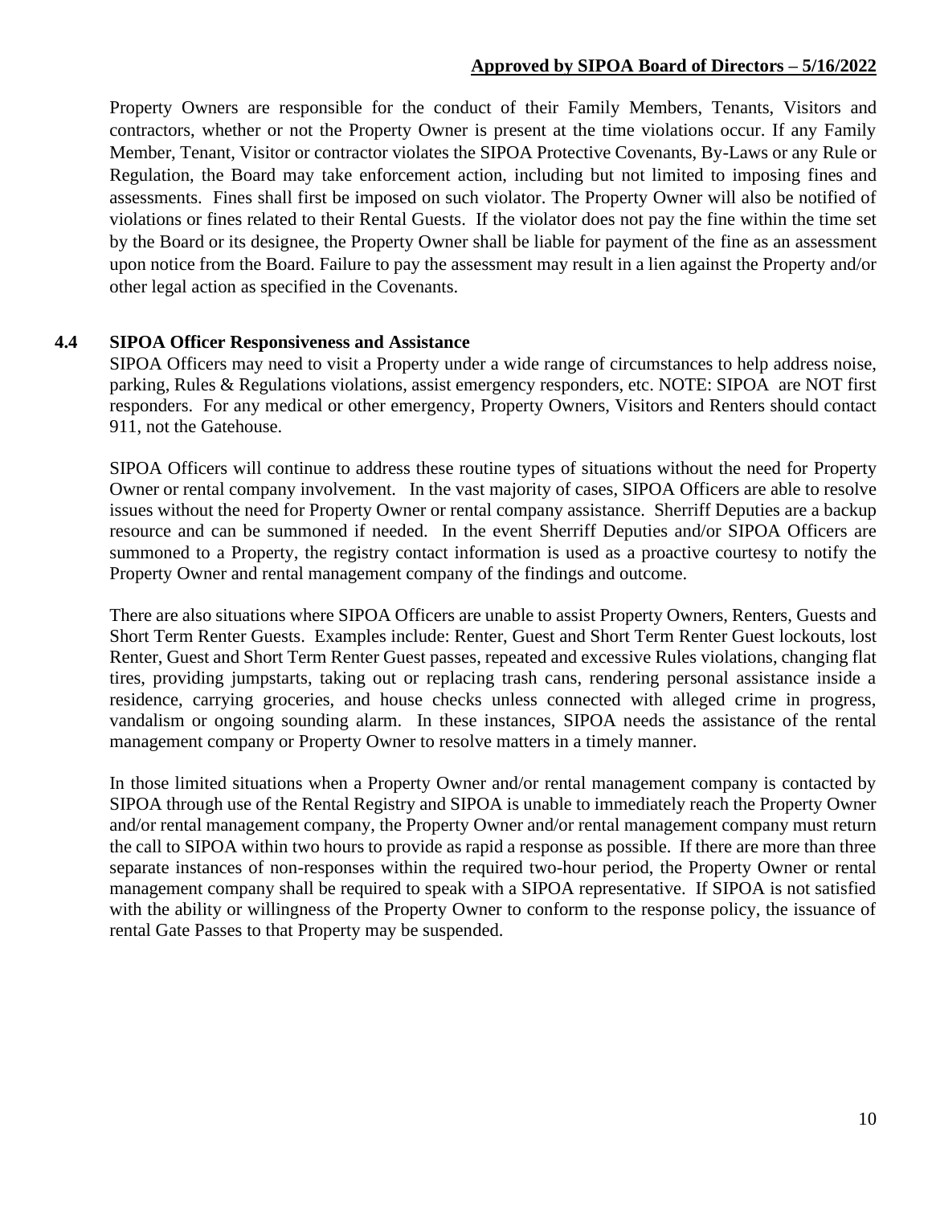Property Owners are responsible for the conduct of their Family Members, Tenants, Visitors and contractors, whether or not the Property Owner is present at the time violations occur. If any Family Member, Tenant, Visitor or contractor violates the SIPOA Protective Covenants, By-Laws or any Rule or Regulation, the Board may take enforcement action, including but not limited to imposing fines and assessments. Fines shall first be imposed on such violator. The Property Owner will also be notified of violations or fines related to their Rental Guests. If the violator does not pay the fine within the time set by the Board or its designee, the Property Owner shall be liable for payment of the fine as an assessment upon notice from the Board. Failure to pay the assessment may result in a lien against the Property and/or other legal action as specified in the Covenants.

### 4.4 SIPOA Officer Responsiveness and Assistance

SIPOA Officers may need to visit a Property under a wide range of circumstances to help address noise, parking, Rules & Regulations violations, assist emergency responders, etc. NOTE: SIPOA are NOT first responders. For any medical or other emergency, Property Owners, Visitors and Renters should contact 911, not the Gatehouse.

SIPOA Officers will continue to address these routine types of situations without the need for Property Owner or rental company involvement. In the vast majority of cases, SIPOA Officers are able to resolve issues without the need for Property Owner or rental company assistance. Sherriff Deputies are a backup resource and can be summoned if needed. In the event Sherriff Deputies and/or SIPOA Officers are summoned to a Property, the registry contact information is used as a proactive courtesy to notify the Property Owner and rental management company of the findings and outcome.

There are also situations where SIPOA Officers are unable to assist Property Owners, Renters, Guests and Short Term Renter Guests. Examples include: Renter, Guest and Short Term Renter Guest lockouts, lost Renter, Guest and Short Term Renter Guest passes, repeated and excessive Rules violations, changing flat tires, providing jumpstarts, taking out or replacing trash cans, rendering personal assistance inside a residence, carrying groceries, and house checks unless connected with alleged crime in progress, vandalism or ongoing sounding alarm. In these instances, SIPOA needs the assistance of the rental management company or Property Owner to resolve matters in a timely manner.

In those limited situations when a Property Owner and/or rental management company is contacted by SIPOA through use of the Rental Registry and SIPOA is unable to immediately reach the Property Owner and/or rental management company, the Property Owner and/or rental management company must return the call to SIPOA within two hours to provide as rapid a response as possible. If there are more than three separate instances of non-responses within the required two-hour period, the Property Owner or rental management company shall be required to speak with a SIPOA representative. If SIPOA is not satisfied with the ability or willingness of the Property Owner to conform to the response policy, the issuance of rental Gate Passes to that Property may be suspended.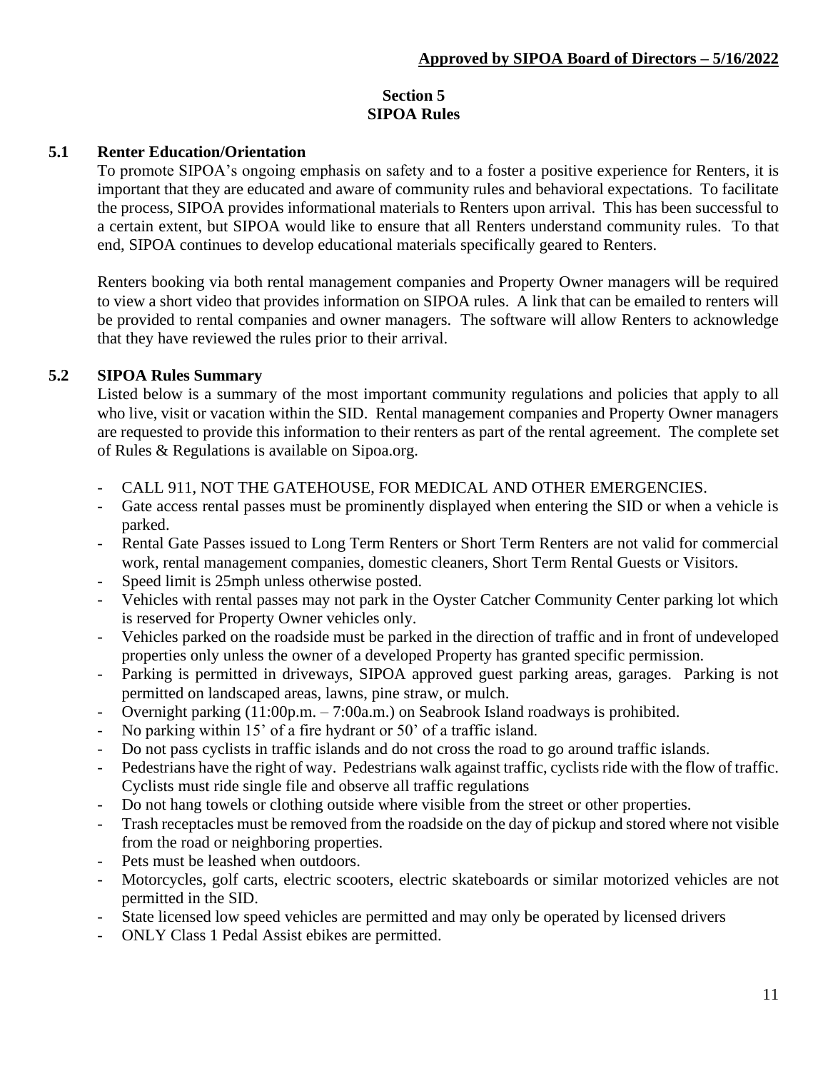**Approved by SIPOA Board of Directors – 5/16/2022**

## Section 5
## SIPOA Rules

### 5.1 Renter Education/Orientation

To promote SIPOA's ongoing emphasis on safety and to a foster a positive experience for Renters, it is important that they are educated and aware of community rules and behavioral expectations. To facilitate the process, SIPOA provides informational materials to Renters upon arrival. This has been successful to a certain extent, but SIPOA would like to ensure that all Renters understand community rules. To that end, SIPOA continues to develop educational materials specifically geared to Renters.

Renters booking via both rental management companies and Property Owner managers will be required to view a short video that provides information on SIPOA rules. A link that can be emailed to renters will be provided to rental companies and owner managers. The software will allow Renters to acknowledge that they have reviewed the rules prior to their arrival.

### 5.2 SIPOA Rules Summary

Listed below is a summary of the most important community regulations and policies that apply to all who live, visit or vacation within the SID. Rental management companies and Property Owner managers are requested to provide this information to their renters as part of the rental agreement. The complete set of Rules & Regulations is available on Sipoa.org.

- CALL 911, NOT THE GATEHOUSE, FOR MEDICAL AND OTHER EMERGENCIES.
- Gate access rental passes must be prominently displayed when entering the SID or when a vehicle is parked.
- Rental Gate Passes issued to Long Term Renters or Short Term Renters are not valid for commercial work, rental management companies, domestic cleaners, Short Term Rental Guests or Visitors.
- Speed limit is 25mph unless otherwise posted.
- Vehicles with rental passes may not park in the Oyster Catcher Community Center parking lot which is reserved for Property Owner vehicles only.
- Vehicles parked on the roadside must be parked in the direction of traffic and in front of undeveloped properties only unless the owner of a developed Property has granted specific permission.
- Parking is permitted in driveways, SIPOA approved guest parking areas, garages. Parking is not permitted on landscaped areas, lawns, pine straw, or mulch.
- Overnight parking (11:00p.m. – 7:00a.m.) on Seabrook Island roadways is prohibited.
- No parking within 15' of a fire hydrant or 50' of a traffic island.
- Do not pass cyclists in traffic islands and do not cross the road to go around traffic islands.
- Pedestrians have the right of way. Pedestrians walk against traffic, cyclists ride with the flow of traffic. Cyclists must ride single file and observe all traffic regulations
- Do not hang towels or clothing outside where visible from the street or other properties.
- Trash receptacles must be removed from the roadside on the day of pickup and stored where not visible from the road or neighboring properties.
- Pets must be leashed when outdoors.
- Motorcycles, golf carts, electric scooters, electric skateboards or similar motorized vehicles are not permitted in the SID.
- State licensed low speed vehicles are permitted and may only be operated by licensed drivers
- ONLY Class 1 Pedal Assist ebikes are permitted.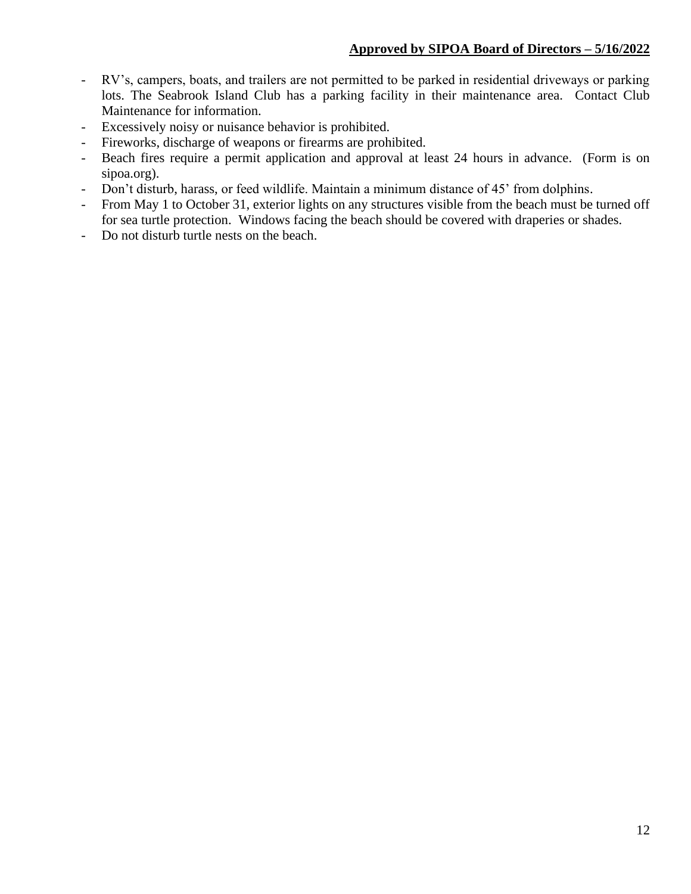- RV's, campers, boats, and trailers are not permitted to be parked in residential driveways or parking lots. The Seabrook Island Club has a parking facility in their maintenance area. Contact Club Maintenance for information.
- Excessively noisy or nuisance behavior is prohibited.
- Fireworks, discharge of weapons or firearms are prohibited.
- Beach fires require a permit application and approval at least 24 hours in advance. (Form is on sipoa.org).
- Don't disturb, harass, or feed wildlife. Maintain a minimum distance of 45' from dolphins.
- From May 1 to October 31, exterior lights on any structures visible from the beach must be turned off for sea turtle protection. Windows facing the beach should be covered with draperies or shades.
- Do not disturb turtle nests on the beach.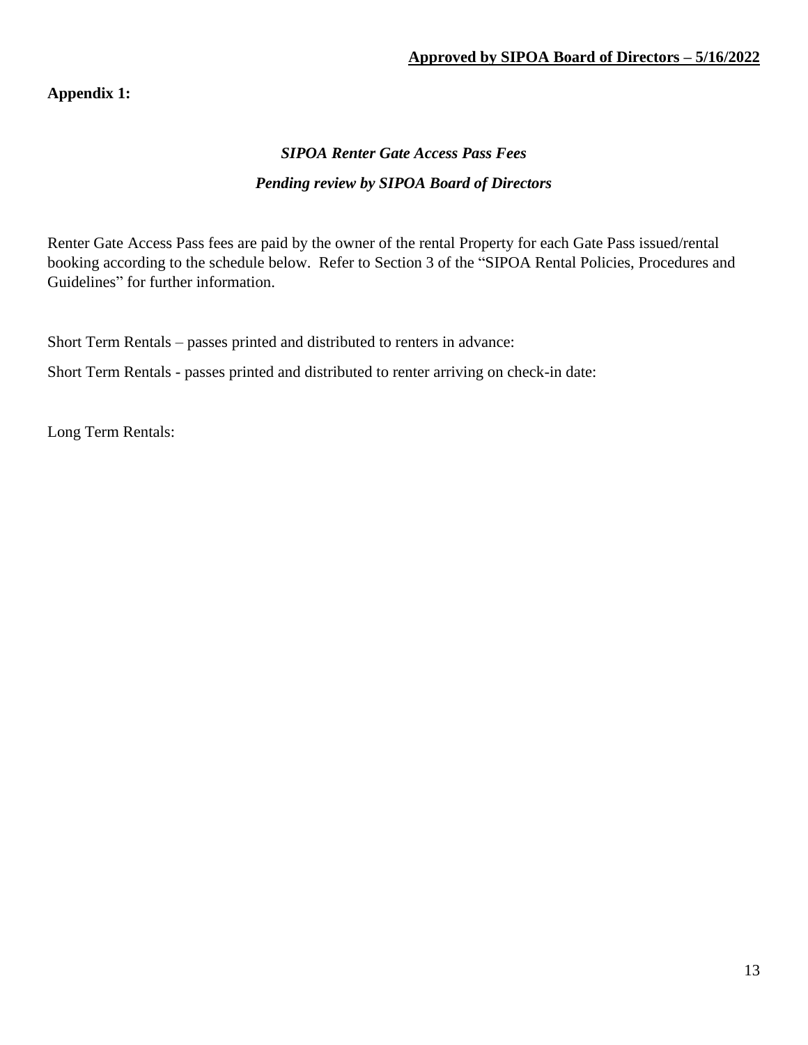**Approved by SIPOA Board of Directors – 5/16/2022**

**Appendix 1:**

***SIPOA Renter Gate Access Pass Fees***

***Pending review by SIPOA Board of Directors***

Renter Gate Access Pass fees are paid by the owner of the rental Property for each Gate Pass issued/rental booking according to the schedule below. Refer to Section 3 of the "SIPOA Rental Policies, Procedures and Guidelines" for further information.

Short Term Rentals – passes printed and distributed to renters in advance:

Short Term Rentals - passes printed and distributed to renter arriving on check-in date:

Long Term Rentals: